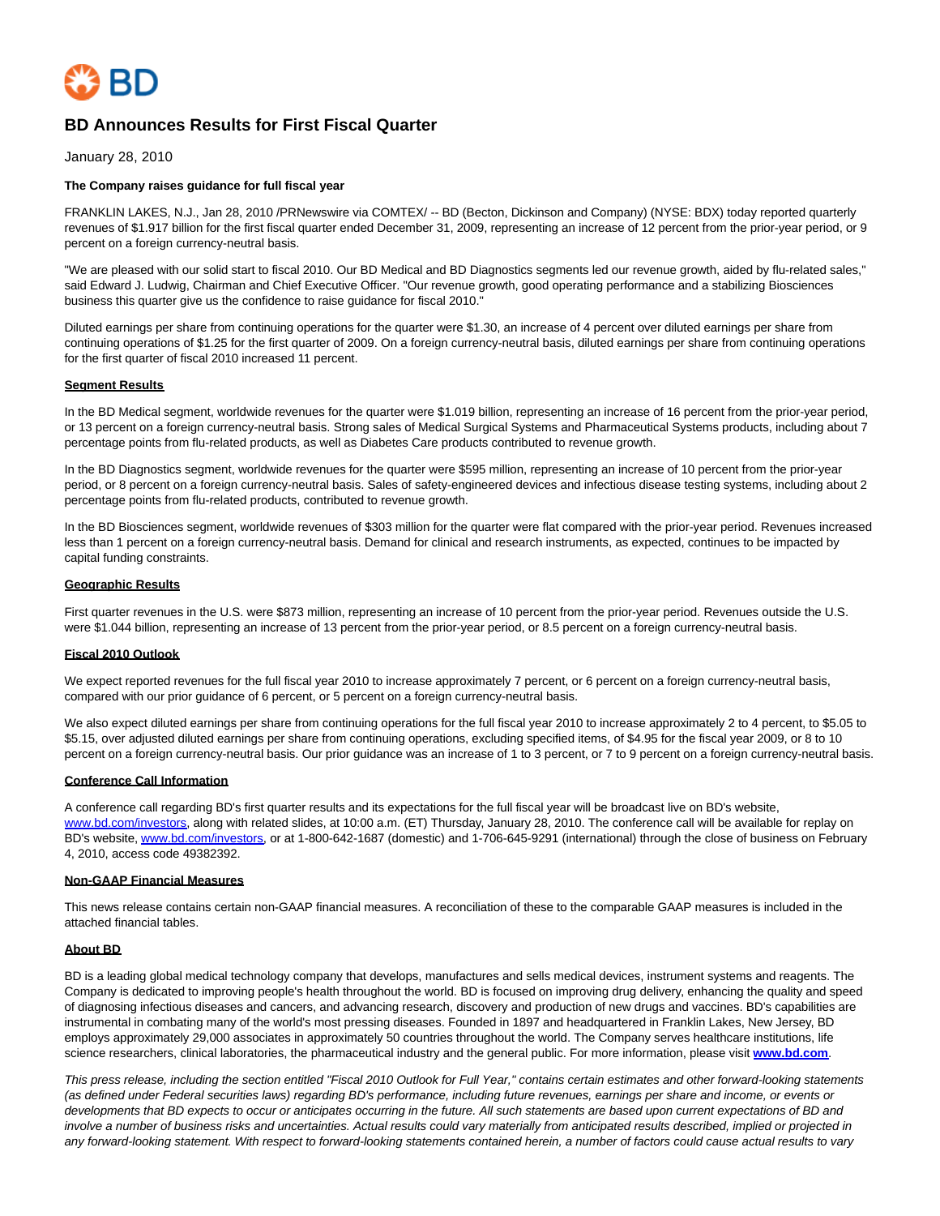# BD Announces Results for First Fiscal Quarter

January 28, 2010

**The Company raises guidance for full fiscal year**

FRANKLIN LAKES, N.J., Jan 28, 2010 /PRNewswire via COMTEX/ -- BD (Becton, Dickinson and Company) (NYSE: BDX) today reported quarterly revenues of $1.917 billion for the first fiscal quarter ended December 31, 2009, representing an increase of 12 percent from the prior-year period, or 9 percent on a foreign currency-neutral basis.

"We are pleased with our solid start to fiscal 2010. Our BD Medical and BD Diagnostics segments led our revenue growth, aided by flu-related sales," said Edward J. Ludwig, Chairman and Chief Executive Officer. "Our revenue growth, good operating performance and a stabilizing Biosciences business this quarter give us the confidence to raise guidance for fiscal 2010."

Diluted earnings per share from continuing operations for the quarter were $1.30, an increase of 4 percent over diluted earnings per share from continuing operations of $1.25 for the first quarter of 2009. On a foreign currency-neutral basis, diluted earnings per share from continuing operations for the first quarter of fiscal 2010 increased 11 percent.

## Segment Results

In the BD Medical segment, worldwide revenues for the quarter were $1.019 billion, representing an increase of 16 percent from the prior-year period, or 13 percent on a foreign currency-neutral basis. Strong sales of Medical Surgical Systems and Pharmaceutical Systems products, including about 7 percentage points from flu-related products, as well as Diabetes Care products contributed to revenue growth.

In the BD Diagnostics segment, worldwide revenues for the quarter were $595 million, representing an increase of 10 percent from the prior-year period, or 8 percent on a foreign currency-neutral basis. Sales of safety-engineered devices and infectious disease testing systems, including about 2 percentage points from flu-related products, contributed to revenue growth.

In the BD Biosciences segment, worldwide revenues of $303 million for the quarter were flat compared with the prior-year period. Revenues increased less than 1 percent on a foreign currency-neutral basis. Demand for clinical and research instruments, as expected, continues to be impacted by capital funding constraints.

## Geographic Results

First quarter revenues in the U.S. were $873 million, representing an increase of 10 percent from the prior-year period. Revenues outside the U.S. were $1.044 billion, representing an increase of 13 percent from the prior-year period, or 8.5 percent on a foreign currency-neutral basis.

## Fiscal 2010 Outlook

We expect reported revenues for the full fiscal year 2010 to increase approximately 7 percent, or 6 percent on a foreign currency-neutral basis, compared with our prior guidance of 6 percent, or 5 percent on a foreign currency-neutral basis.

We also expect diluted earnings per share from continuing operations for the full fiscal year 2010 to increase approximately 2 to 4 percent, to $5.05 to $5.15, over adjusted diluted earnings per share from continuing operations, excluding specified items, of $4.95 for the fiscal year 2009, or 8 to 10 percent on a foreign currency-neutral basis. Our prior guidance was an increase of 1 to 3 percent, or 7 to 9 percent on a foreign currency-neutral basis.

## Conference Call Information

A conference call regarding BD's first quarter results and its expectations for the full fiscal year will be broadcast live on BD's website, www.bd.com/investors, along with related slides, at 10:00 a.m. (ET) Thursday, January 28, 2010. The conference call will be available for replay on BD's website, www.bd.com/investors, or at 1-800-642-1687 (domestic) and 1-706-645-9291 (international) through the close of business on February 4, 2010, access code 49382392.

## Non-GAAP Financial Measures

This news release contains certain non-GAAP financial measures. A reconciliation of these to the comparable GAAP measures is included in the attached financial tables.

## About BD

BD is a leading global medical technology company that develops, manufactures and sells medical devices, instrument systems and reagents. The Company is dedicated to improving people's health throughout the world. BD is focused on improving drug delivery, enhancing the quality and speed of diagnosing infectious diseases and cancers, and advancing research, discovery and production of new drugs and vaccines. BD's capabilities are instrumental in combating many of the world's most pressing diseases. Founded in 1897 and headquartered in Franklin Lakes, New Jersey, BD employs approximately 29,000 associates in approximately 50 countries throughout the world. The Company serves healthcare institutions, life science researchers, clinical laboratories, the pharmaceutical industry and the general public. For more information, please visit **www.bd.com**.

*This press release, including the section entitled "Fiscal 2010 Outlook for Full Year," contains certain estimates and other forward-looking statements (as defined under Federal securities laws) regarding BD's performance, including future revenues, earnings per share and income, or events or developments that BD expects to occur or anticipates occurring in the future. All such statements are based upon current expectations of BD and involve a number of business risks and uncertainties. Actual results could vary materially from anticipated results described, implied or projected in any forward-looking statement. With respect to forward-looking statements contained herein, a number of factors could cause actual results to vary*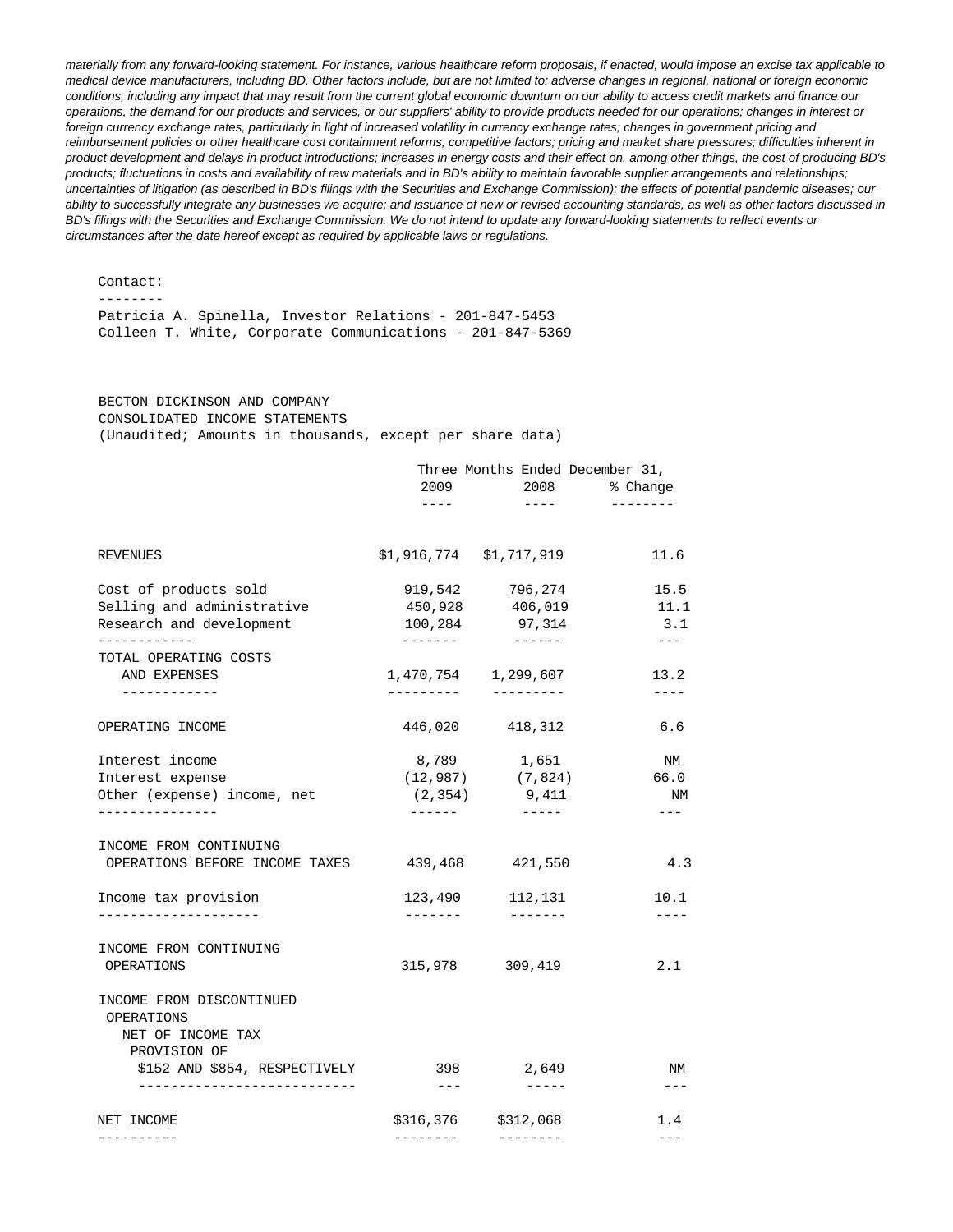*materially from any forward-looking statement. For instance, various healthcare reform proposals, if enacted, would impose an excise tax applicable to medical device manufacturers, including BD. Other factors include, but are not limited to: adverse changes in regional, national or foreign economic conditions, including any impact that may result from the current global economic downturn on our ability to access credit markets and finance our operations, the demand for our products and services, or our suppliers' ability to provide products needed for our operations; changes in interest or foreign currency exchange rates, particularly in light of increased volatility in currency exchange rates; changes in government pricing and reimbursement policies or other healthcare cost containment reforms; competitive factors; pricing and market share pressures; difficulties inherent in product development and delays in product introductions; increases in energy costs and their effect on, among other things, the cost of producing BD's products; fluctuations in costs and availability of raw materials and in BD's ability to maintain favorable supplier arrangements and relationships; uncertainties of litigation (as described in BD's filings with the Securities and Exchange Commission); the effects of potential pandemic diseases; our ability to successfully integrate any businesses we acquire; and issuance of new or revised accounting standards, as well as other factors discussed in BD's filings with the Securities and Exchange Commission. We do not intend to update any forward-looking statements to reflect events or circumstances after the date hereof except as required by applicable laws or regulations.*

Contact:

Patricia A. Spinella, Investor Relations - 201-847-5453
Colleen T. White, Corporate Communications - 201-847-5369

BECTON DICKINSON AND COMPANY
CONSOLIDATED INCOME STATEMENTS
(Unaudited; Amounts in thousands, except per share data)

| | Three Months Ended December 31, | | |
|---|---|---|---|
| | 2009 | 2008 | % Change |
| REVENUES | $1,916,774 | $1,717,919 | 11.6 |
| Cost of products sold | 919,542 | 796,274 | 15.5 |
| Selling and administrative | 450,928 | 406,019 | 11.1 |
| Research and development | 100,284 | 97,314 | 3.1 |
| TOTAL OPERATING COSTS AND EXPENSES | 1,470,754 | 1,299,607 | 13.2 |
| OPERATING INCOME | 446,020 | 418,312 | 6.6 |
| Interest income | 8,789 | 1,651 | NM |
| Interest expense | (12,987) | (7,824) | 66.0 |
| Other (expense) income, net | (2,354) | 9,411 | NM |
| INCOME FROM CONTINUING OPERATIONS BEFORE INCOME TAXES | 439,468 | 421,550 | 4.3 |
| Income tax provision | 123,490 | 112,131 | 10.1 |
| INCOME FROM CONTINUING OPERATIONS | 315,978 | 309,419 | 2.1 |
| INCOME FROM DISCONTINUED OPERATIONS NET OF INCOME TAX PROVISION OF $152 AND $854, RESPECTIVELY | 398 | 2,649 | NM |
| NET INCOME | $316,376 | $312,068 | 1.4 |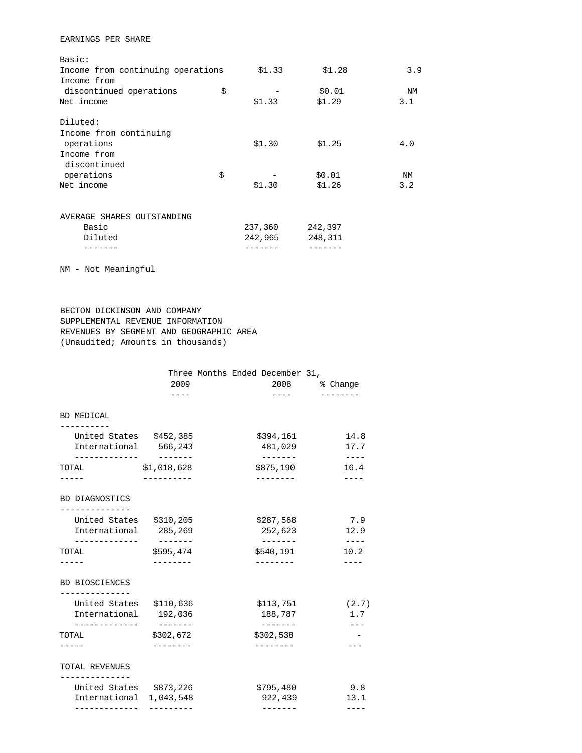EARNINGS PER SHARE

| | | | |
|---|---|---|---|
| Basic: | | | |
| Income from continuing operations | $1.33 | $1.28 | 3.9 |
| Income from discontinued operations | $ - | $0.01 | NM |
| Net income | $1.33 | $1.29 | 3.1 |
| | | | |
| Diluted: | | | |
| Income from continuing operations | $1.30 | $1.25 | 4.0 |
| Income from discontinued operations | $ - | $0.01 | NM |
| Net income | $1.30 | $1.26 | 3.2 |
| | | | |
| AVERAGE SHARES OUTSTANDING | | | |
| Basic | 237,360 | 242,397 | |
| Diluted | 242,965 | 248,311 | |

NM - Not Meaningful

BECTON DICKINSON AND COMPANY
SUPPLEMENTAL REVENUE INFORMATION
REVENUES BY SEGMENT AND GEOGRAPHIC AREA
(Unaudited; Amounts in thousands)

| | Three Months Ended December 31, | | |
|---|---|---|---|
| | 2009 | 2008 | % Change |
| **BD MEDICAL** | | | |
| United States | $452,385 | $394,161 | 14.8 |
| International | 566,243 | 481,029 | 17.7 |
| TOTAL | $1,018,628 | $875,190 | 16.4 |
| **BD DIAGNOSTICS** | | | |
| United States | $310,205 | $287,568 | 7.9 |
| International | 285,269 | 252,623 | 12.9 |
| TOTAL | $595,474 | $540,191 | 10.2 |
| **BD BIOSCIENCES** | | | |
| United States | $110,636 | $113,751 | (2.7) |
| International | 192,036 | 188,787 | 1.7 |
| TOTAL | $302,672 | $302,538 | - |
| **TOTAL REVENUES** | | | |
| United States | $873,226 | $795,480 | 9.8 |
| International | 1,043,548 | 922,439 | 13.1 |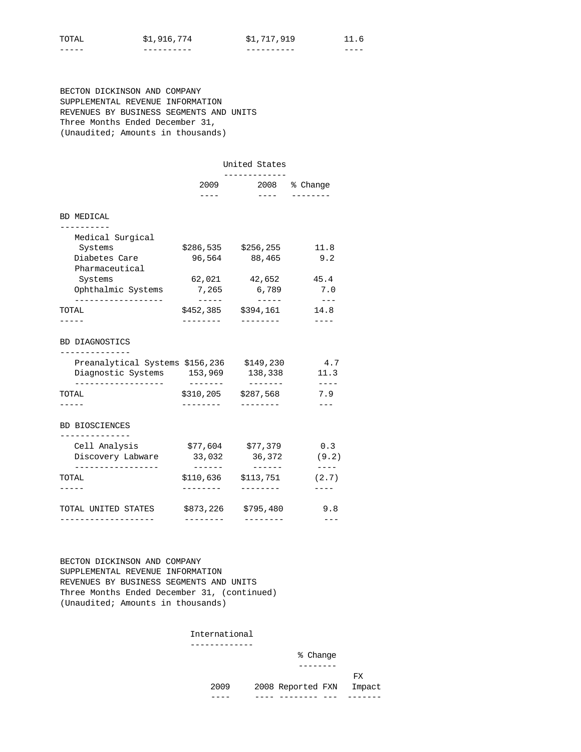| TOTAL | $1,916,774 | $1,717,919 | 11.6 |
|---|---|---|---|

BECTON DICKINSON AND COMPANY
SUPPLEMENTAL REVENUE INFORMATION
REVENUES BY BUSINESS SEGMENTS AND UNITS
Three Months Ended December 31,
(Unaudited; Amounts in thousands)

| | United States | | |
|---|---|---|---|
| | 2009 | 2008 | % Change |
| **BD MEDICAL** | | | |
| Medical Surgical Systems | $286,535 | $256,255 | 11.8 |
| Diabetes Care | 96,564 | 88,465 | 9.2 |
| Pharmaceutical Systems | 62,021 | 42,652 | 45.4 |
| Ophthalmic Systems | 7,265 | 6,789 | 7.0 |
| TOTAL | $452,385 | $394,161 | 14.8 |
| **BD DIAGNOSTICS** | | | |
| Preanalytical Systems | $156,236 | $149,230 | 4.7 |
| Diagnostic Systems | 153,969 | 138,338 | 11.3 |
| TOTAL | $310,205 | $287,568 | 7.9 |
| **BD BIOSCIENCES** | | | |
| Cell Analysis | $77,604 | $77,379 | 0.3 |
| Discovery Labware | 33,032 | 36,372 | (9.2) |
| TOTAL | $110,636 | $113,751 | (2.7) |
| TOTAL UNITED STATES | $873,226 | $795,480 | 9.8 |

BECTON DICKINSON AND COMPANY
SUPPLEMENTAL REVENUE INFORMATION
REVENUES BY BUSINESS SEGMENTS AND UNITS
Three Months Ended December 31, (continued)
(Unaudited; Amounts in thousands)

| International | | % Change | | |
|---|---|---|---|---|
| 2009 | 2008 | Reported | FXN | FX Impact |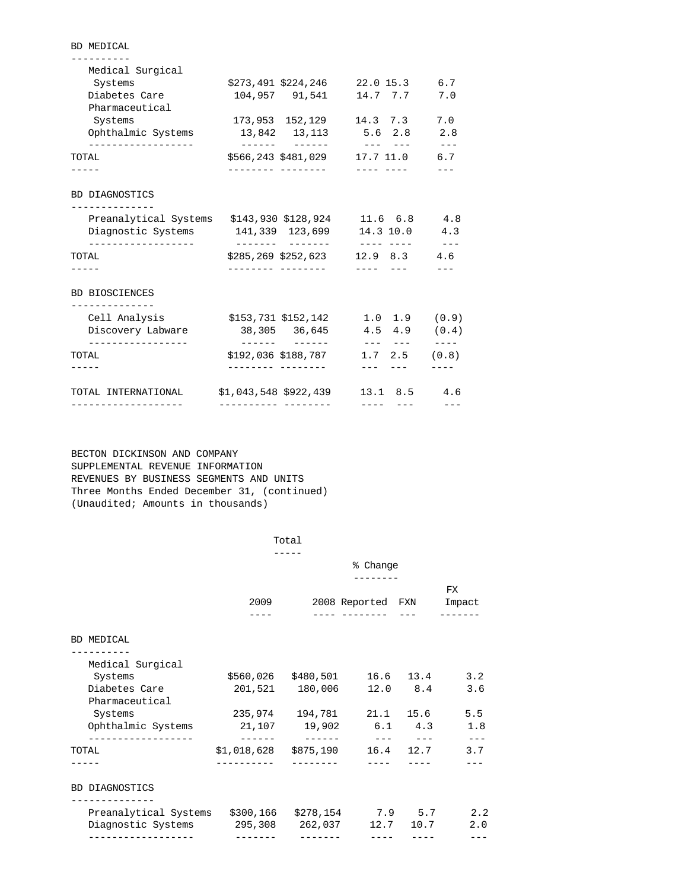| | | | | | |
|---|---|---|---|---|---|
| **BD MEDICAL** | | | | | |
| Medical Surgical Systems | $273,491 | $224,246 | 22.0 | 15.3 | 6.7 |
| Diabetes Care | 104,957 | 91,541 | 14.7 | 7.7 | 7.0 |
| Pharmaceutical Systems | 173,953 | 152,129 | 14.3 | 7.3 | 7.0 |
| Ophthalmic Systems | 13,842 | 13,113 | 5.6 | 2.8 | 2.8 |
| TOTAL | $566,243 | $481,029 | 17.7 | 11.0 | 6.7 |
| **BD DIAGNOSTICS** | | | | | |
| Preanalytical Systems | $143,930 | $128,924 | 11.6 | 6.8 | 4.8 |
| Diagnostic Systems | 141,339 | 123,699 | 14.3 | 10.0 | 4.3 |
| TOTAL | $285,269 | $252,623 | 12.9 | 8.3 | 4.6 |
| **BD BIOSCIENCES** | | | | | |
| Cell Analysis | $153,731 | $152,142 | 1.0 | 1.9 | (0.9) |
| Discovery Labware | 38,305 | 36,645 | 4.5 | 4.9 | (0.4) |
| TOTAL | $192,036 | $188,787 | 1.7 | 2.5 | (0.8) |
| TOTAL INTERNATIONAL | $1,043,548 | $922,439 | 13.1 | 8.5 | 4.6 |

BECTON DICKINSON AND COMPANY
SUPPLEMENTAL REVENUE INFORMATION
REVENUES BY BUSINESS SEGMENTS AND UNITS
Three Months Ended December 31, (continued)
(Unaudited; Amounts in thousands)

| | Total | | | | |
|---|---|---|---|---|---|
| | | | % Change | | |
| | 2009 | 2008 | Reported | FXN | FX Impact |
| **BD MEDICAL** | | | | | |
| Medical Surgical Systems | $560,026 | $480,501 | 16.6 | 13.4 | 3.2 |
| Diabetes Care | 201,521 | 180,006 | 12.0 | 8.4 | 3.6 |
| Pharmaceutical Systems | 235,974 | 194,781 | 21.1 | 15.6 | 5.5 |
| Ophthalmic Systems | 21,107 | 19,902 | 6.1 | 4.3 | 1.8 |
| TOTAL | $1,018,628 | $875,190 | 16.4 | 12.7 | 3.7 |
| **BD DIAGNOSTICS** | | | | | |
| Preanalytical Systems | $300,166 | $278,154 | 7.9 | 5.7 | 2.2 |
| Diagnostic Systems | 295,308 | 262,037 | 12.7 | 10.7 | 2.0 |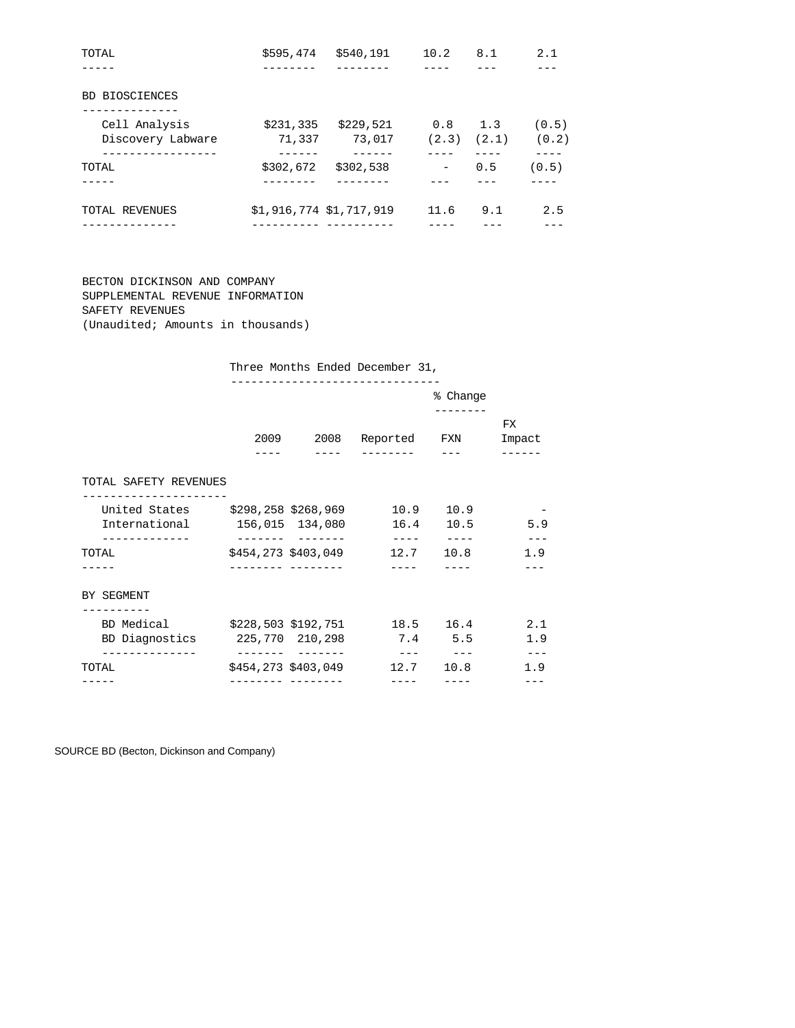| | | | | | |
|---|---|---|---|---|---|
| TOTAL | $595,474 | $540,191 | 10.2 | 8.1 | 2.1 |
| **BD BIOSCIENCES** | | | | | |
| Cell Analysis | $231,335 | $229,521 | 0.8 | 1.3 | (0.5) |
| Discovery Labware | 71,337 | 73,017 | (2.3) | (2.1) | (0.2) |
| TOTAL | $302,672 | $302,538 | - | 0.5 | (0.5) |
| TOTAL REVENUES | $1,916,774 | $1,717,919 | 11.6 | 9.1 | 2.5 |

BECTON DICKINSON AND COMPANY
SUPPLEMENTAL REVENUE INFORMATION
SAFETY REVENUES
(Unaudited; Amounts in thousands)

| | Three Months Ended December 31, | | | | |
|---|---|---|---|---|---|
| | | | % Change | | |
| | 2009 | 2008 | Reported | FXN | FX Impact |
| **TOTAL SAFETY REVENUES** | | | | | |
| United States | $298,258 | $268,969 | 10.9 | 10.9 | - |
| International | 156,015 | 134,080 | 16.4 | 10.5 | 5.9 |
| TOTAL | $454,273 | $403,049 | 12.7 | 10.8 | 1.9 |
| **BY SEGMENT** | | | | | |
| BD Medical | $228,503 | $192,751 | 18.5 | 16.4 | 2.1 |
| BD Diagnostics | 225,770 | 210,298 | 7.4 | 5.5 | 1.9 |
| TOTAL | $454,273 | $403,049 | 12.7 | 10.8 | 1.9 |

SOURCE BD (Becton, Dickinson and Company)